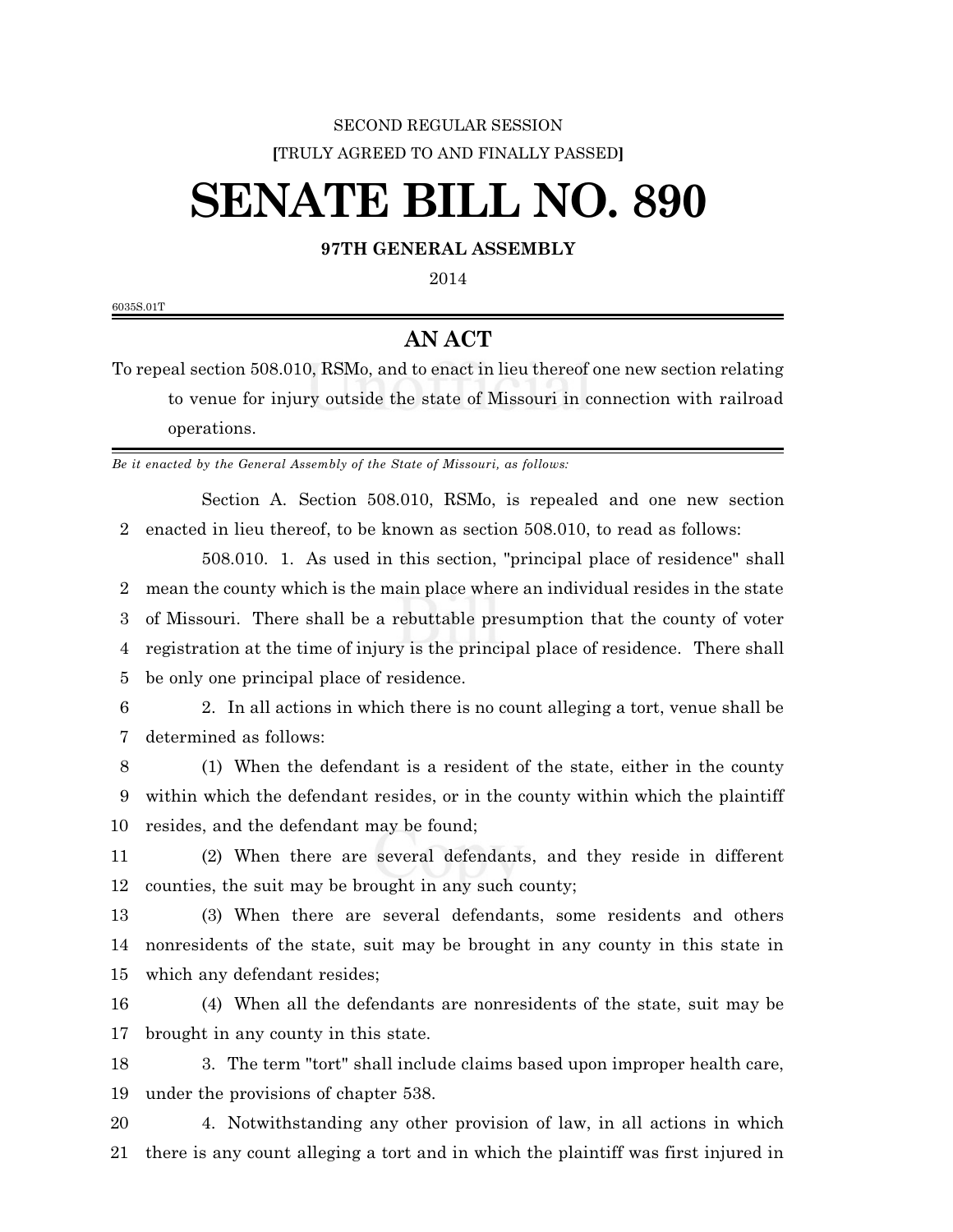SECOND REGULAR SESSION

[TRULY AGREED TO AND FINALLY PASSED]

# SENATE BILL NO. 890

**97TH GENERAL ASSEMBLY**

2014

6035S.01T

## AN ACT

To repeal section 508.010, RSMo, and to enact in lieu thereof one new section relating to venue for injury outside the state of Missouri in connection with railroad operations.

*Be it enacted by the General Assembly of the State of Missouri, as follows:*

Section A. Section 508.010, RSMo, is repealed and one new section enacted in lieu thereof, to be known as section 508.010, to read as follows:

508.010. 1. As used in this section, "principal place of residence" shall mean the county which is the main place where an individual resides in the state of Missouri. There shall be a rebuttable presumption that the county of voter registration at the time of injury is the principal place of residence. There shall be only one principal place of residence.

2. In all actions in which there is no count alleging a tort, venue shall be determined as follows:

(1) When the defendant is a resident of the state, either in the county within which the defendant resides, or in the county within which the plaintiff resides, and the defendant may be found;

(2) When there are several defendants, and they reside in different counties, the suit may be brought in any such county;

(3) When there are several defendants, some residents and others nonresidents of the state, suit may be brought in any county in this state in which any defendant resides;

(4) When all the defendants are nonresidents of the state, suit may be brought in any county in this state.

3. The term "tort" shall include claims based upon improper health care, under the provisions of chapter 538.

4. Notwithstanding any other provision of law, in all actions in which there is any count alleging a tort and in which the plaintiff was first injured in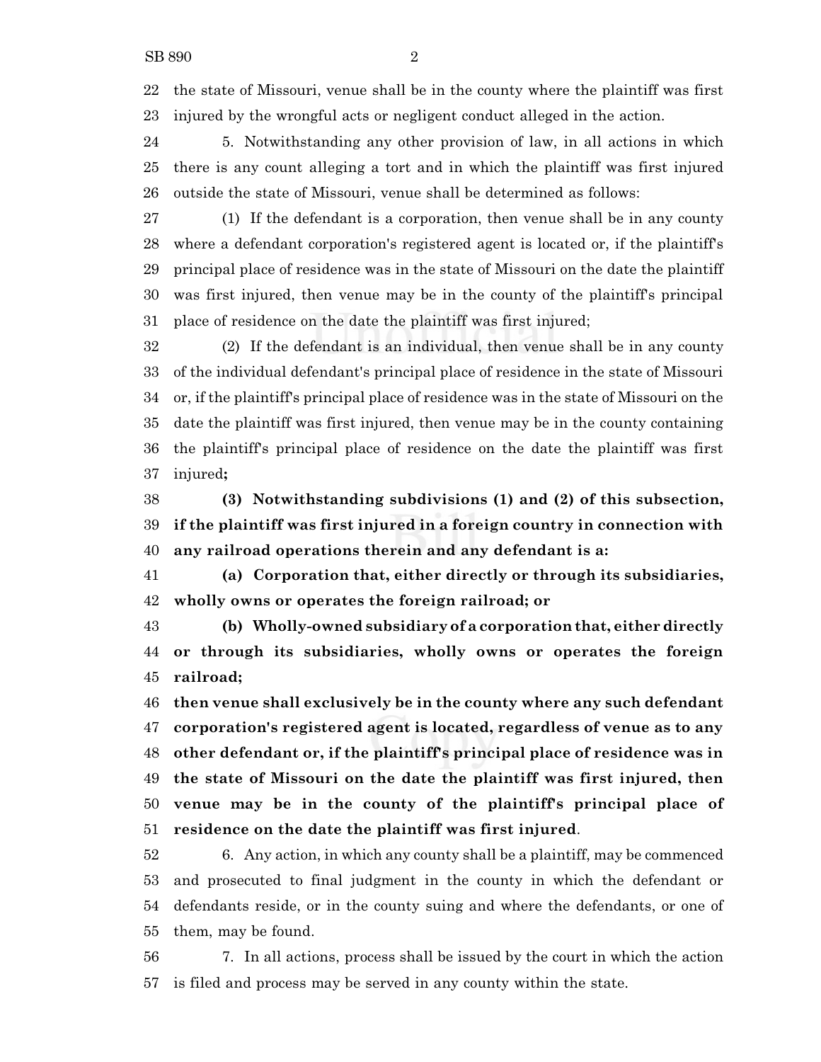the state of Missouri, venue shall be in the county where the plaintiff was first injured by the wrongful acts or negligent conduct alleged in the action.

5. Notwithstanding any other provision of law, in all actions in which there is any count alleging a tort and in which the plaintiff was first injured outside the state of Missouri, venue shall be determined as follows:

(1) If the defendant is a corporation, then venue shall be in any county where a defendant corporation's registered agent is located or, if the plaintiff's principal place of residence was in the state of Missouri on the date the plaintiff was first injured, then venue may be in the county of the plaintiff's principal place of residence on the date the plaintiff was first injured;

(2) If the defendant is an individual, then venue shall be in any county of the individual defendant's principal place of residence in the state of Missouri or, if the plaintiff's principal place of residence was in the state of Missouri on the date the plaintiff was first injured, then venue may be in the county containing the plaintiff's principal place of residence on the date the plaintiff was first injured**;**

**(3) Notwithstanding subdivisions (1) and (2) of this subsection, if the plaintiff was first injured in a foreign country in connection with any railroad operations therein and any defendant is a:**

**(a) Corporation that, either directly or through its subsidiaries, wholly owns or operates the foreign railroad; or**

**(b) Wholly-owned subsidiary of a corporation that, either directly or through its subsidiaries, wholly owns or operates the foreign railroad;**

**then venue shall exclusively be in the county where any such defendant corporation's registered agent is located, regardless of venue as to any other defendant or, if the plaintiff's principal place of residence was in the state of Missouri on the date the plaintiff was first injured, then venue may be in the county of the plaintiff's principal place of residence on the date the plaintiff was first injured**.

6. Any action, in which any county shall be a plaintiff, may be commenced and prosecuted to final judgment in the county in which the defendant or defendants reside, or in the county suing and where the defendants, or one of them, may be found.

7. In all actions, process shall be issued by the court in which the action is filed and process may be served in any county within the state.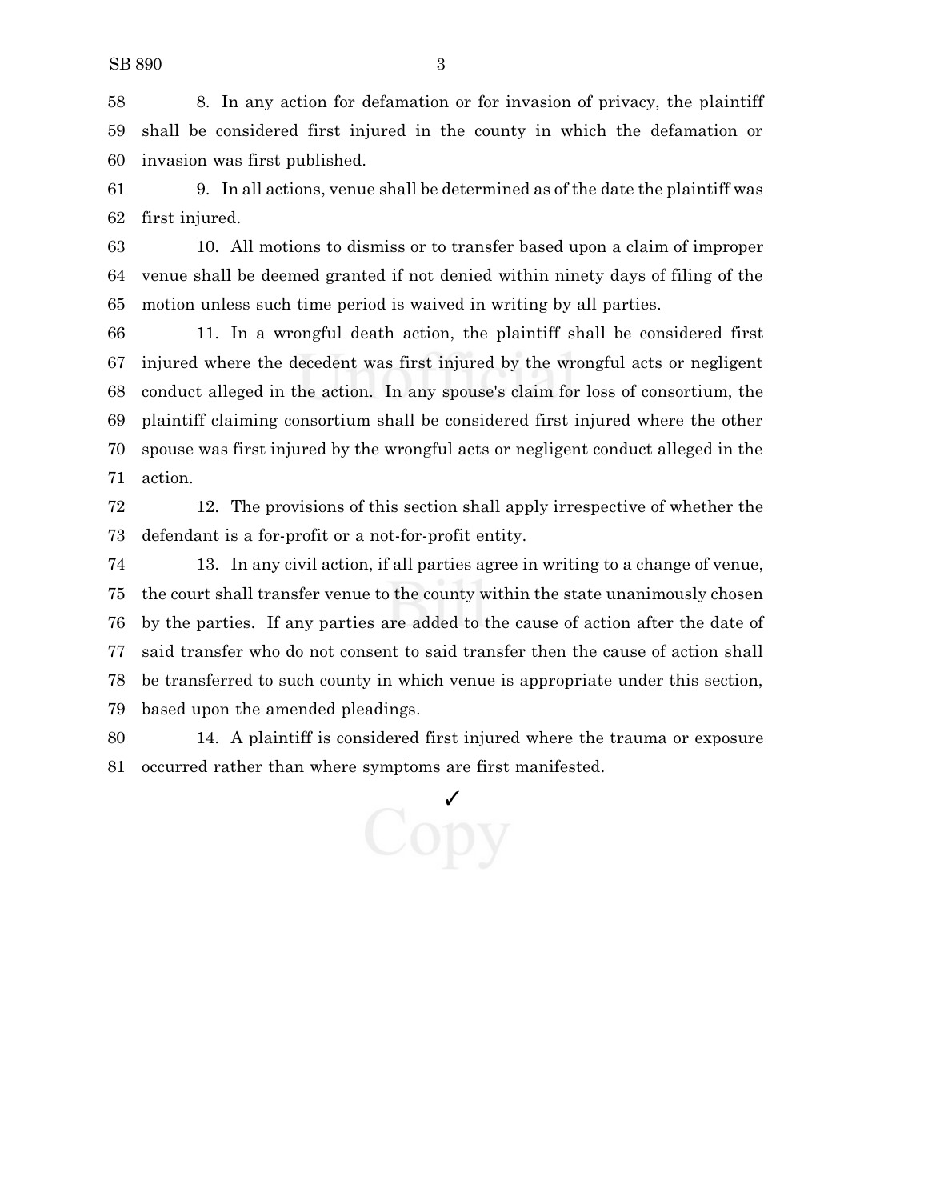8. In any action for defamation or for invasion of privacy, the plaintiff shall be considered first injured in the county in which the defamation or invasion was first published.

9. In all actions, venue shall be determined as of the date the plaintiff was first injured.

10. All motions to dismiss or to transfer based upon a claim of improper venue shall be deemed granted if not denied within ninety days of filing of the motion unless such time period is waived in writing by all parties.

11. In a wrongful death action, the plaintiff shall be considered first injured where the decedent was first injured by the wrongful acts or negligent conduct alleged in the action. In any spouse's claim for loss of consortium, the plaintiff claiming consortium shall be considered first injured where the other spouse was first injured by the wrongful acts or negligent conduct alleged in the action.

12. The provisions of this section shall apply irrespective of whether the defendant is a for-profit or a not-for-profit entity.

13. In any civil action, if all parties agree in writing to a change of venue, the court shall transfer venue to the county within the state unanimously chosen by the parties. If any parties are added to the cause of action after the date of said transfer who do not consent to said transfer then the cause of action shall be transferred to such county in which venue is appropriate under this section, based upon the amended pleadings.

14. A plaintiff is considered first injured where the trauma or exposure occurred rather than where symptoms are first manifested.

✓